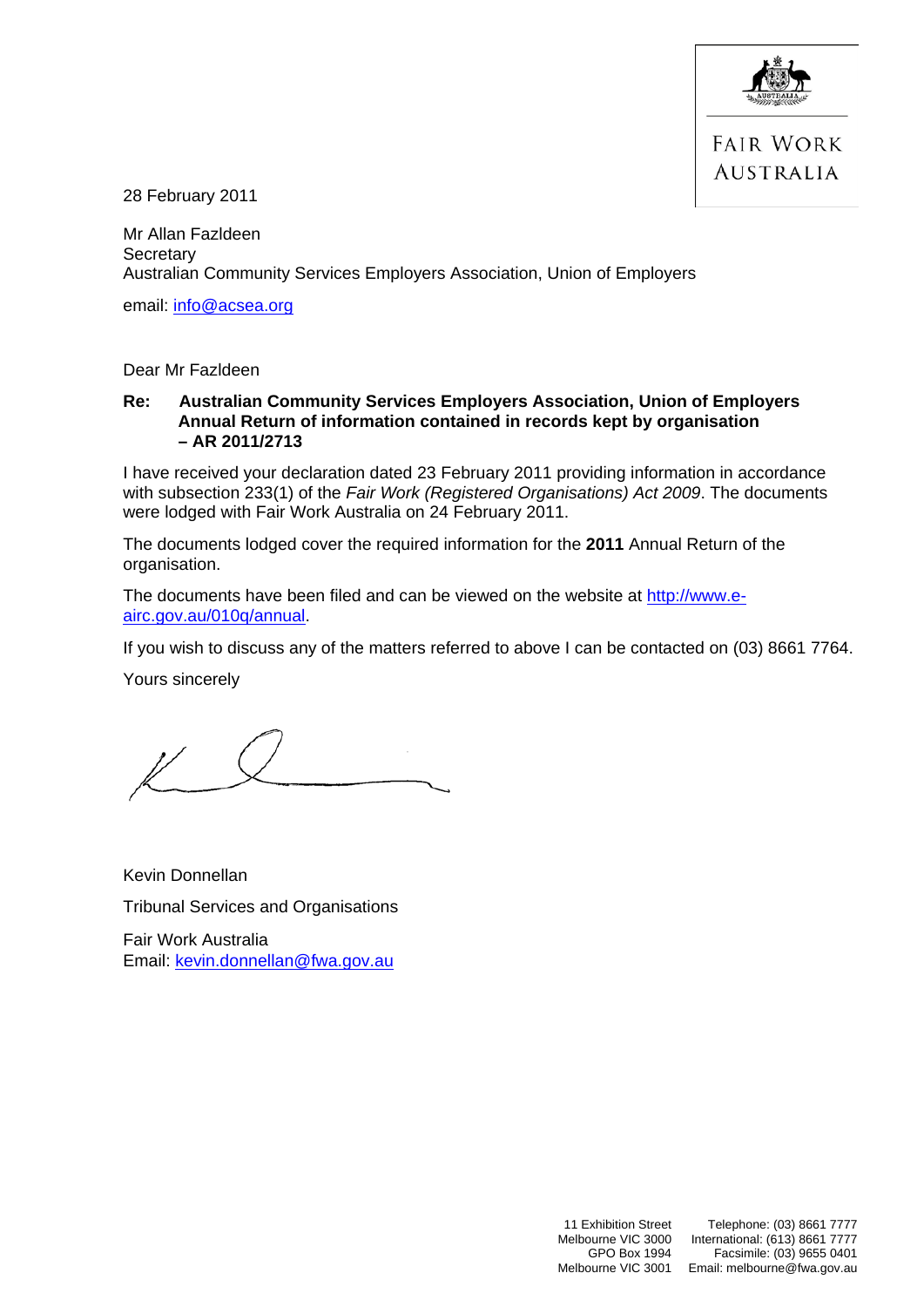FAIR WORK AUSTRALIA

28 February 2011

Mr Allan Fazldeen
Secretary
Australian Community Services Employers Association, Union of Employers

email: info@acsea.org

Dear Mr Fazldeen

**Re: Australian Community Services Employers Association, Union of Employers Annual Return of information contained in records kept by organisation – AR 2011/2713**

I have received your declaration dated 23 February 2011 providing information in accordance with subsection 233(1) of the *Fair Work (Registered Organisations) Act 2009*. The documents were lodged with Fair Work Australia on 24 February 2011.

The documents lodged cover the required information for the **2011** Annual Return of the organisation.

The documents have been filed and can be viewed on the website at http://www.e-airc.gov.au/010q/annual.

If you wish to discuss any of the matters referred to above I can be contacted on (03) 8661 7764.

Yours sincerely

Kevin Donnellan

Tribunal Services and Organisations

Fair Work Australia
Email: kevin.donnellan@fwa.gov.au

11 Exhibition Street
Melbourne VIC 3000
GPO Box 1994
Melbourne VIC 3001

Telephone: (03) 8661 7777
International: (613) 8661 7777
Facsimile: (03) 9655 0401
Email: melbourne@fwa.gov.au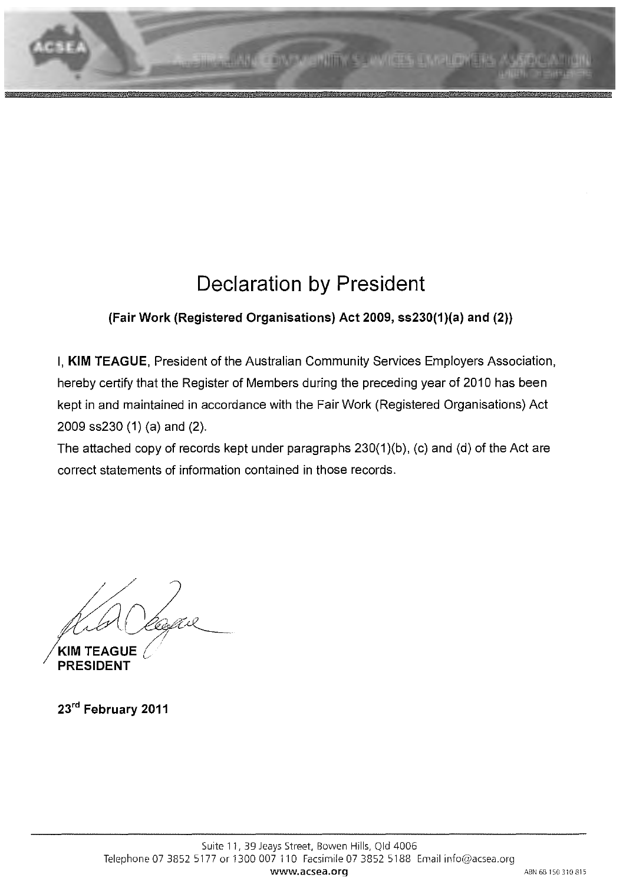# Declaration by President

**(Fair Work (Registered Organisations) Act 2009, ss230(1)(a) and (2))**

I, **KIM TEAGUE**, President of the Australian Community Services Employers Association, hereby certify that the Register of Members during the preceding year of 2010 has been kept in and maintained in accordance with the Fair Work (Registered Organisations) Act 2009 ss230 (1) (a) and (2).

The attached copy of records kept under paragraphs 230(1)(b), (c) and (d) of the Act are correct statements of information contained in those records.

**KIM TEAGUE**
**PRESIDENT**

**23rd February 2011**

Suite 11, 39 Jeays Street, Bowen Hills, Qld 4006
Telephone 07 3852 5177 or 1300 007 110 Facsimile 07 3852 5188 Email info@acsea.org
www.acsea.org ABN 68 150 310 815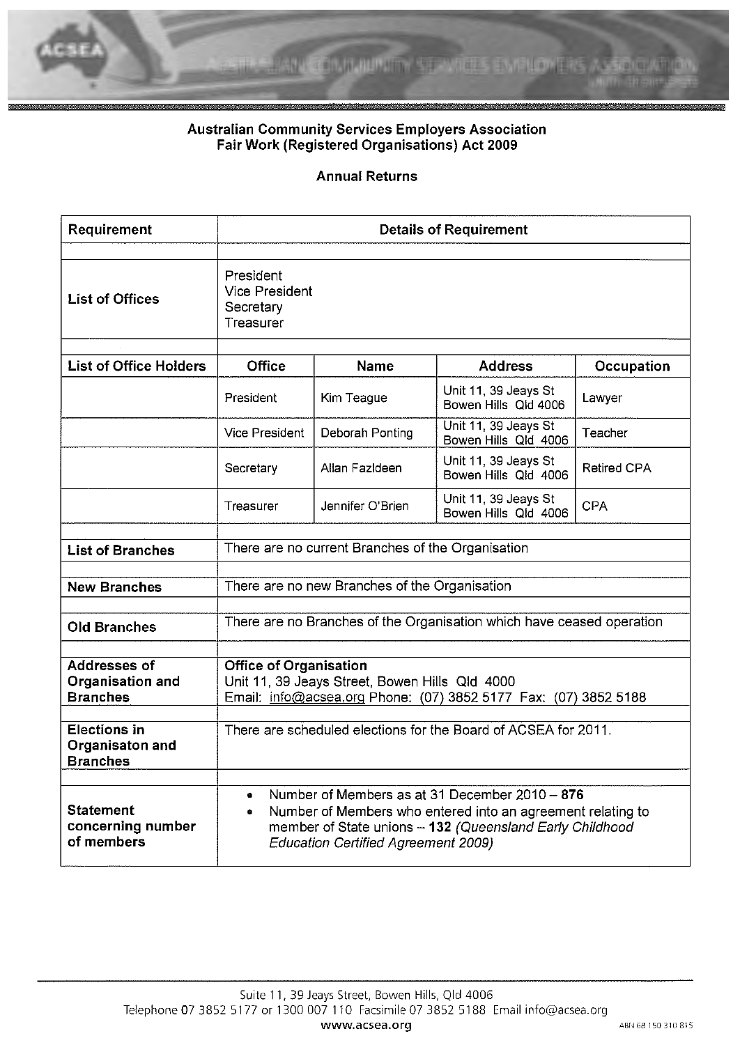**Australian Community Services Employers Association**
**Fair Work (Registered Organisations) Act 2009**

**Annual Returns**

| Requirement | Details of Requirement | | | |
|---|---|---|---|---|
| **List of Offices** | President<br>Vice President<br>Secretary<br>Treasurer | | | |
| **List of Office Holders** | **Office** | **Name** | **Address** | **Occupation** |
| | President | Kim Teague | Unit 11, 39 Jeays St Bowen Hills Qld 4006 | Lawyer |
| | Vice President | Deborah Ponting | Unit 11, 39 Jeays St Bowen Hills Qld 4006 | Teacher |
| | Secretary | Allan Fazldeen | Unit 11, 39 Jeays St Bowen Hills Qld 4006 | Retired CPA |
| | Treasurer | Jennifer O'Brien | Unit 11, 39 Jeays St Bowen Hills Qld 4006 | CPA |
| **List of Branches** | There are no current Branches of the Organisation | | | |
| **New Branches** | There are no new Branches of the Organisation | | | |
| **Old Branches** | There are no Branches of the Organisation which have ceased operation | | | |
| **Addresses of Organisation and Branches** | **Office of Organisation**<br>Unit 11, 39 Jeays Street, Bowen Hills Qld 4000<br>Email: info@acsea.org Phone: (07) 3852 5177 Fax: (07) 3852 5188 | | | |
| **Elections in Organisaton and Branches** | There are scheduled elections for the Board of ACSEA for 2011. | | | |
| **Statement concerning number of members** | • Number of Members as at 31 December 2010 – **876**<br>• Number of Members who entered into an agreement relating to member of State unions – **132** *(Queensland Early Childhood Education Certified Agreement 2009)* | | | |

Suite 11, 39 Jeays Street, Bowen Hills, Qld 4006
Telephone 07 3852 5177 or 1300 007 110 Facsimile 07 3852 5188 Email info@acsea.org
www.acsea.org
ABN 68 150 310 815